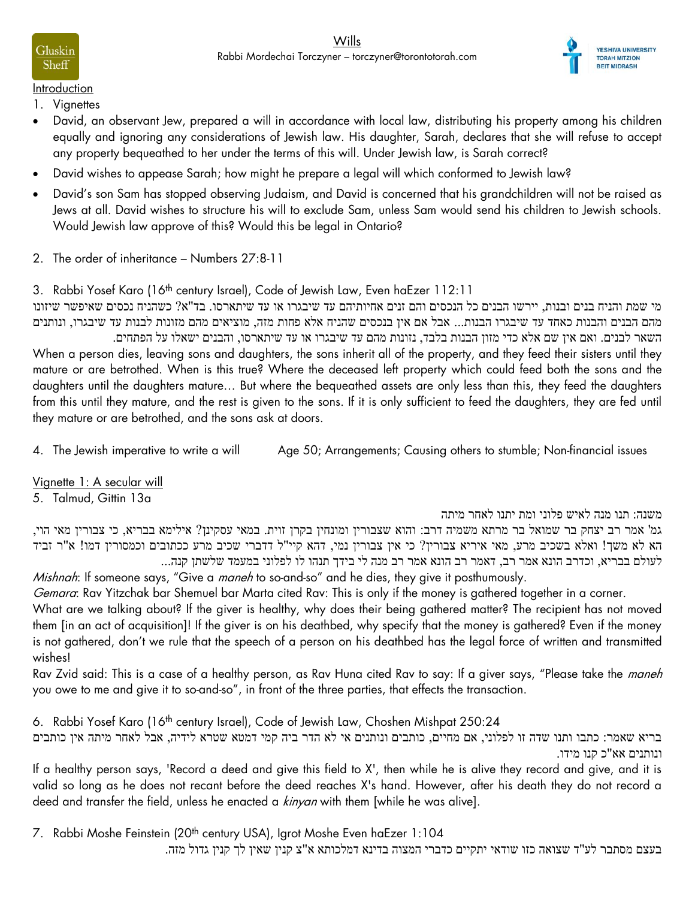# Wills

Rabbi Mordechai Torczyner – torczyner@torontotorah.com

## Introduction

1. Vignettes

- David, an observant Jew, prepared a will in accordance with local law, distributing his property among his children equally and ignoring any considerations of Jewish law. His daughter, Sarah, declares that she will refuse to accept any property bequeathed to her under the terms of this will. Under Jewish law, is Sarah correct?
- David wishes to appease Sarah; how might he prepare a legal will which conformed to Jewish law?
- David's son Sam has stopped observing Judaism, and David is concerned that his grandchildren will not be raised as Jews at all. David wishes to structure his will to exclude Sam, unless Sam would send his children to Jewish schools. Would Jewish law approve of this? Would this be legal in Ontario?

2. The order of inheritance – Numbers 27:8-11

3. Rabbi Yosef Karo (16th century Israel), Code of Jewish Law, Even haEzer 112:11

מי שמת והניח בנים ובנות, יירשו הבנים כל הנכסים והם זנים אחיותיהם עד שיבגרו או עד שיתארסו. בד"א? כשהניח נכסים שאיפשר שיזונו מהם הבנים והבנות כאחד עד שיבגרו הבנות... אבל אם אין בנכסים שהניח אלא פחות מזה, מוציאים מהם מזונות לבנות עד שיבגרו, ונותנים השאר לבנים. ואם אין שם אלא כדי מזון הבנות בלבד, נזונות מהם עד שיבגרו או עד שיתארסו, והבנים ישאלו על הפתחים.

When a person dies, leaving sons and daughters, the sons inherit all of the property, and they feed their sisters until they mature or are betrothed. When is this true? Where the deceased left property which could feed both the sons and the daughters until the daughters mature… But where the bequeathed assets are only less than this, they feed the daughters from this until they mature, and the rest is given to the sons. If it is only sufficient to feed the daughters, they are fed until they mature or are betrothed, and the sons ask at doors.

4. The Jewish imperative to write a will — Age 50; Arrangements; Causing others to stumble; Non-financial issues

## Vignette 1: A secular will

5. Talmud, Gittin 13a

משנה: תנו מנה לאיש פלוני ומת יתנו לאחר מיתה

גמ' אמר רב יצחק בר שמואל בר מרתא משמיה דרב: והוא שצבורין ומונחין בקרן זוית. במאי עסקינן? אילימא בבריא, כי צבורין מאי הוי, הא לא משך! ואלא בשכיב מרע, מאי איריא צבורין? כי אין צבורין נמי, דהא קיי"ל דדברי שכיב מרע ככתובים וכמסורין דמו! א"ר זביד לעולם בבריא, וכדרב הונא אמר רב, דאמר רב הונא אמר רב מנה לי בידך תנהו לו לפלוני במעמד שלשתן קנה...

*Mishnah*: If someone says, "Give a *maneh* to so-and-so" and he dies, they give it posthumously.

*Gemara*: Rav Yitzchak bar Shemuel bar Marta cited Rav: This is only if the money is gathered together in a corner.

What are we talking about? If the giver is healthy, why does their being gathered matter? The recipient has not moved them [in an act of acquisition]! If the giver is on his deathbed, why specify that the money is gathered? Even if the money is not gathered, don't we rule that the speech of a person on his deathbed has the legal force of written and transmitted wishes!

Rav Zvid said: This is a case of a healthy person, as Rav Huna cited Rav to say: If a giver says, "Please take the *maneh* you owe to me and give it to so-and-so", in front of the three parties, that effects the transaction.

6. Rabbi Yosef Karo (16th century Israel), Code of Jewish Law, Choshen Mishpat 250:24

בריא שאמר: כתבו ותנו שדה זו לפלוני, אם מחיים, כותבים ונותנים אי לא הדר ביה קמי דמטא שטרא לידיה, אבל לאחר מיתה אין כותבים ונותנים אא"כ קנו מידו.

If a healthy person says, 'Record a deed and give this field to X', then while he is alive they record and give, and it is valid so long as he does not recant before the deed reaches X's hand. However, after his death they do not record a deed and transfer the field, unless he enacted a *kinyan* with them [while he was alive].

7. Rabbi Moshe Feinstein (20th century USA), Igrot Moshe Even haEzer 1:104

בעצם מסתבר לע"ד שצואה כזו שודאי יתקיים כדברי המצוה בדינא דמלכותא א"צ קנין שאין לך קנין גדול מזה.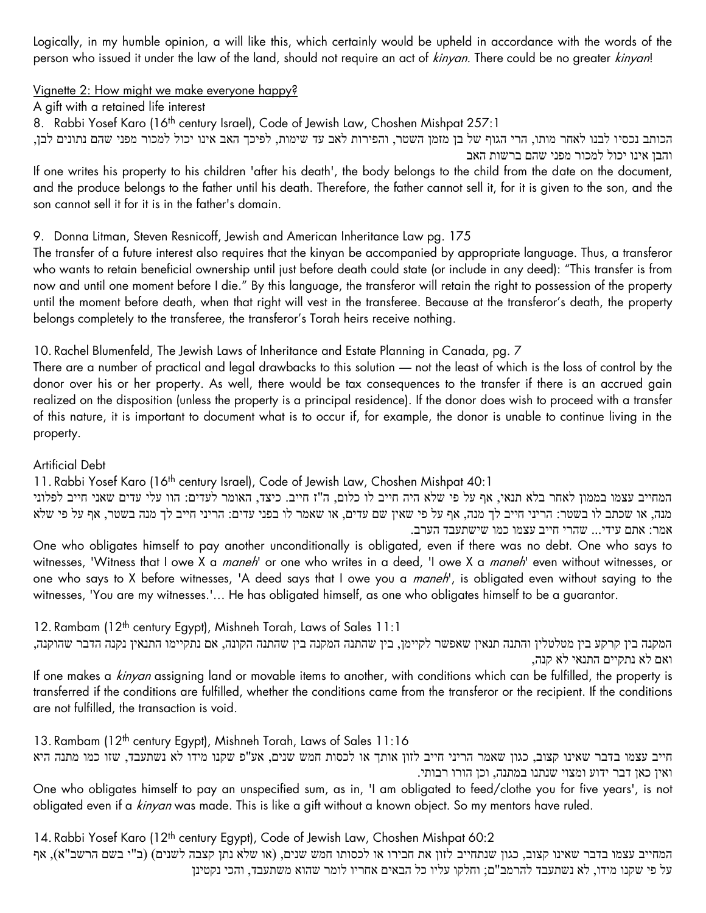Logically, in my humble opinion, a will like this, which certainly would be upheld in accordance with the words of the person who issued it under the law of the land, should not require an act of *kinyan*. There could be no greater *kinyan*!

Vignette 2: How might we make everyone happy?

A gift with a retained life interest

8. Rabbi Yosef Karo (16th century Israel), Code of Jewish Law, Choshen Mishpat 257:1

הכותב נכסיו לבנו לאחר מותו, הרי הגוף של בן מזמן השטר, והפירות לאב עד שימות, לפיכך האב אינו יכול למכור מפני שהם נתונים לבן, והבן אינו יכול למכור מפני שהם ברשות האב

If one writes his property to his children 'after his death', the body belongs to the child from the date on the document, and the produce belongs to the father until his death. Therefore, the father cannot sell it, for it is given to the son, and the son cannot sell it for it is in the father's domain.

9. Donna Litman, Steven Resnicoff, Jewish and American Inheritance Law pg. 175

The transfer of a future interest also requires that the kinyan be accompanied by appropriate language. Thus, a transferor who wants to retain beneficial ownership until just before death could state (or include in any deed): "This transfer is from now and until one moment before I die." By this language, the transferor will retain the right to possession of the property until the moment before death, when that right will vest in the transferee. Because at the transferor's death, the property belongs completely to the transferee, the transferor's Torah heirs receive nothing.

10. Rachel Blumenfeld, The Jewish Laws of Inheritance and Estate Planning in Canada, pg. 7

There are a number of practical and legal drawbacks to this solution — not the least of which is the loss of control by the donor over his or her property. As well, there would be tax consequences to the transfer if there is an accrued gain realized on the disposition (unless the property is a principal residence). If the donor does wish to proceed with a transfer of this nature, it is important to document what is to occur if, for example, the donor is unable to continue living in the property.

Artificial Debt

11. Rabbi Yosef Karo (16th century Israel), Code of Jewish Law, Choshen Mishpat 40:1

המחייב עצמו בממון לאחר בלא תנאי, אף על פי שלא היה חייב לו כלום, ה"ז חייב. כיצד, האומר לעדים: הוו עלי עדים שאני חייב לפלוני מנה, או שכתב לו בשטר: הריני חייב לך מנה, אף על פי שאין שם עדים, או שאמר לו בפני עדים: הריני חייב לך מנה בשטר, אף על פי שלא אמר: אתם עידי... שהרי חייב עצמו כמו שישתעבד הערב.

One who obligates himself to pay another unconditionally is obligated, even if there was no debt. One who says to witnesses, 'Witness that I owe X a *maneh*' or one who writes in a deed, 'I owe X a *maneh*' even without witnesses, or one who says to X before witnesses, 'A deed says that I owe you a *maneh*', is obligated even without saying to the witnesses, 'You are my witnesses.'… He has obligated himself, as one who obligates himself to be a guarantor.

12. Rambam (12th century Egypt), Mishneh Torah, Laws of Sales 11:1

המקנה בין קרקע בין מטלטלין והתנה תנאין שאפשר לקיימן, בין שהתנה המקנה בין שהתנה הקונה, אם נתקיימו התנאין נקנה הדבר שהוקנה, ואם לא נתקיים התנאי לא קנה,

If one makes a *kinyan* assigning land or movable items to another, with conditions which can be fulfilled, the property is transferred if the conditions are fulfilled, whether the conditions came from the transferor or the recipient. If the conditions are not fulfilled, the transaction is void.

13. Rambam (12th century Egypt), Mishneh Torah, Laws of Sales 11:16

חייב עצמו בדבר שאינו קצוב, כגון שאמר הריני חייב לזון אותך או לכסות חמש שנים, אע"פ שקנו מידו לא נשתעבד, שזו כמו מתנה היא ואין כאן דבר ידוע ומצוי שנתנו במתנה, וכן הורו רבותי.

One who obligates himself to pay an unspecified sum, as in, 'I am obligated to feed/clothe you for five years', is not obligated even if a *kinyan* was made. This is like a gift without a known object. So my mentors have ruled.

14. Rabbi Yosef Karo (12th century Egypt), Code of Jewish Law, Choshen Mishpat 60:2

המחייב עצמו בדבר שאינו קצוב, כגון שנתחייב לזון את חבירו או לכסותו חמש שנים, (או שלא נתן קצבה לשנים) (ב"י בשם הרשב"א), אף על פי שקנו מידו, לא נשתעבד להרמב"ם; וחלקו עליו כל הבאים אחריו לומר שהוא משתעבד, והכי נקטינן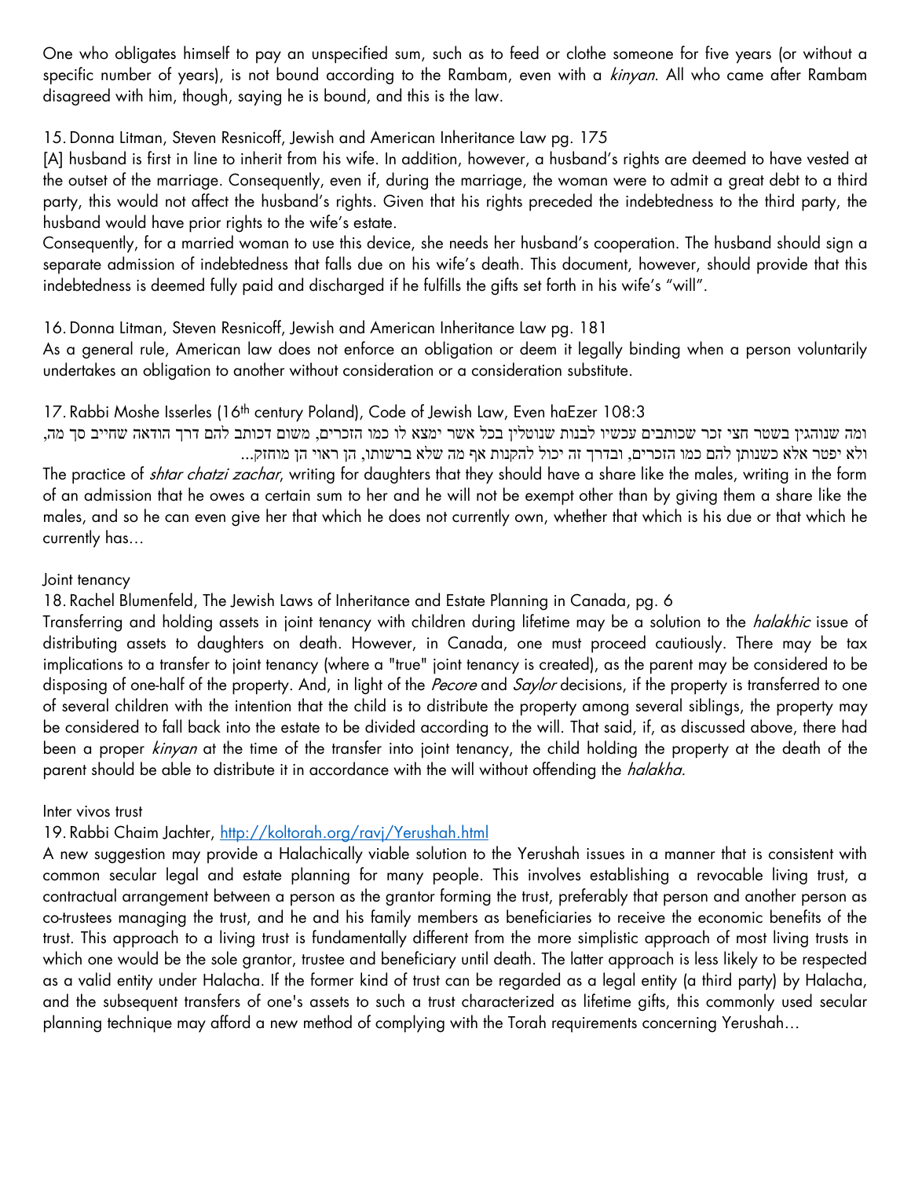One who obligates himself to pay an unspecified sum, such as to feed or clothe someone for five years (or without a specific number of years), is not bound according to the Rambam, even with a *kinyan*. All who came after Rambam disagreed with him, though, saying he is bound, and this is the law.

15. Donna Litman, Steven Resnicoff, Jewish and American Inheritance Law pg. 175

[A] husband is first in line to inherit from his wife. In addition, however, a husband's rights are deemed to have vested at the outset of the marriage. Consequently, even if, during the marriage, the woman were to admit a great debt to a third party, this would not affect the husband's rights. Given that his rights preceded the indebtedness to the third party, the husband would have prior rights to the wife's estate.

Consequently, for a married woman to use this device, she needs her husband's cooperation. The husband should sign a separate admission of indebtedness that falls due on his wife's death. This document, however, should provide that this indebtedness is deemed fully paid and discharged if he fulfills the gifts set forth in his wife's "will".

16. Donna Litman, Steven Resnicoff, Jewish and American Inheritance Law pg. 181

As a general rule, American law does not enforce an obligation or deem it legally binding when a person voluntarily undertakes an obligation to another without consideration or a consideration substitute.

17. Rabbi Moshe Isserles (16th century Poland), Code of Jewish Law, Even haEzer 108:3

ומה שנוהגין בשטר חצי זכר שכותבים עכשיו לבנות שנוטלין בכל אשר ימצא לו כמו הזכרים, משום דכותב להם דרך הודאה שחייב סך מה, ולא יפטר אלא כשנותן להם כמו הזכרים, ובדרך זה יכול להקנות אף מה שלא ברשותו, הן ראוי הן מוחזק...

The practice of *shtar chatzi zachar*, writing for daughters that they should have a share like the males, writing in the form of an admission that he owes a certain sum to her and he will not be exempt other than by giving them a share like the males, and so he can even give her that which he does not currently own, whether that which is his due or that which he currently has…

Joint tenancy

18. Rachel Blumenfeld, The Jewish Laws of Inheritance and Estate Planning in Canada, pg. 6

Transferring and holding assets in joint tenancy with children during lifetime may be a solution to the *halakhic* issue of distributing assets to daughters on death. However, in Canada, one must proceed cautiously. There may be tax implications to a transfer to joint tenancy (where a "true" joint tenancy is created), as the parent may be considered to be disposing of one-half of the property. And, in light of the *Pecore* and *Saylor* decisions, if the property is transferred to one of several children with the intention that the child is to distribute the property among several siblings, the property may be considered to fall back into the estate to be divided according to the will. That said, if, as discussed above, there had been a proper *kinyan* at the time of the transfer into joint tenancy, the child holding the property at the death of the parent should be able to distribute it in accordance with the will without offending the *halakha.*

Inter vivos trust

19. Rabbi Chaim Jachter, http://koltorah.org/ravj/Yerushah.html

A new suggestion may provide a Halachically viable solution to the Yerushah issues in a manner that is consistent with common secular legal and estate planning for many people. This involves establishing a revocable living trust, a contractual arrangement between a person as the grantor forming the trust, preferably that person and another person as co-trustees managing the trust, and he and his family members as beneficiaries to receive the economic benefits of the trust. This approach to a living trust is fundamentally different from the more simplistic approach of most living trusts in which one would be the sole grantor, trustee and beneficiary until death. The latter approach is less likely to be respected as a valid entity under Halacha. If the former kind of trust can be regarded as a legal entity (a third party) by Halacha, and the subsequent transfers of one's assets to such a trust characterized as lifetime gifts, this commonly used secular planning technique may afford a new method of complying with the Torah requirements concerning Yerushah…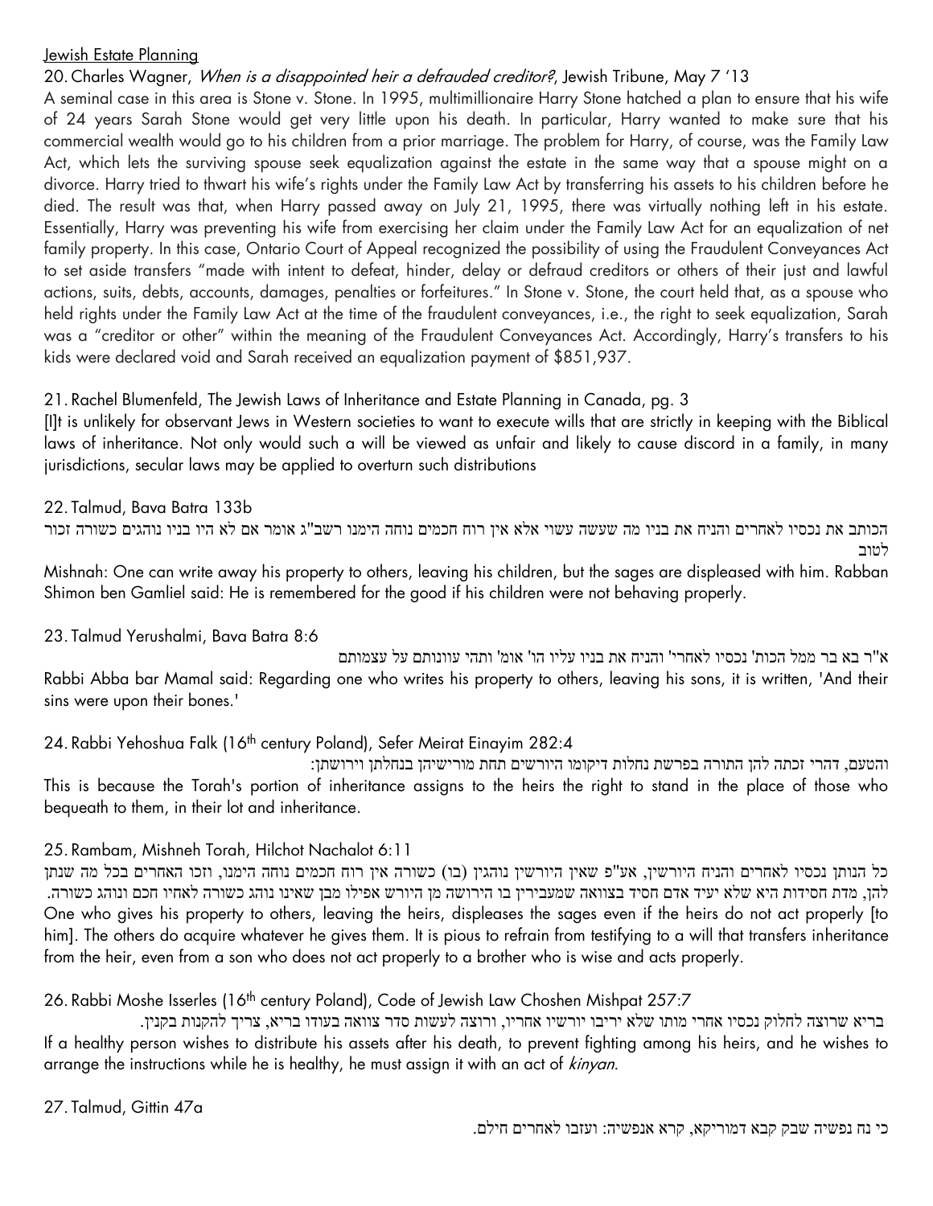Jewish Estate Planning

20. Charles Wagner, *When is a disappointed heir a defrauded creditor?*, Jewish Tribune, May 7 '13

A seminal case in this area is Stone v. Stone. In 1995, multimillionaire Harry Stone hatched a plan to ensure that his wife of 24 years Sarah Stone would get very little upon his death. In particular, Harry wanted to make sure that his commercial wealth would go to his children from a prior marriage. The problem for Harry, of course, was the Family Law Act, which lets the surviving spouse seek equalization against the estate in the same way that a spouse might on a divorce. Harry tried to thwart his wife's rights under the Family Law Act by transferring his assets to his children before he died. The result was that, when Harry passed away on July 21, 1995, there was virtually nothing left in his estate. Essentially, Harry was preventing his wife from exercising her claim under the Family Law Act for an equalization of net family property. In this case, Ontario Court of Appeal recognized the possibility of using the Fraudulent Conveyances Act to set aside transfers "made with intent to defeat, hinder, delay or defraud creditors or others of their just and lawful actions, suits, debts, accounts, damages, penalties or forfeitures." In Stone v. Stone, the court held that, as a spouse who held rights under the Family Law Act at the time of the fraudulent conveyances, i.e., the right to seek equalization, Sarah was a "creditor or other" within the meaning of the Fraudulent Conveyances Act. Accordingly, Harry's transfers to his kids were declared void and Sarah received an equalization payment of $851,937.

21. Rachel Blumenfeld, The Jewish Laws of Inheritance and Estate Planning in Canada, pg. 3

[I]t is unlikely for observant Jews in Western societies to want to execute wills that are strictly in keeping with the Biblical laws of inheritance. Not only would such a will be viewed as unfair and likely to cause discord in a family, in many jurisdictions, secular laws may be applied to overturn such distributions

22. Talmud, Bava Batra 133b

הכותב את נכסיו לאחרים והניח את בניו מה שעשה עשוי אלא אין רוח חכמים נוחה הימנו רשב"ג אומר אם לא היו בניו נוהגים כשורה זכור לטוב

Mishnah: One can write away his property to others, leaving his children, but the sages are displeased with him. Rabban Shimon ben Gamliel said: He is remembered for the good if his children were not behaving properly.

23. Talmud Yerushalmi, Bava Batra 8:6

א"ר בא בר ממל הכות' נכסיו לאחרי' והניח את בניו עליו הו' אומ' ותהי עוונותם על עצמותם

Rabbi Abba bar Mamal said: Regarding one who writes his property to others, leaving his sons, it is written, 'And their sins were upon their bones.'

24. Rabbi Yehoshua Falk (16th century Poland), Sefer Meirat Einayim 282:4

והטעם, דהרי זכתה להן התורה בפרשת נחלות דיקומו היורשים תחת מורישיהן בנחלתן וירושתן:

This is because the Torah's portion of inheritance assigns to the heirs the right to stand in the place of those who bequeath to them, in their lot and inheritance.

25. Rambam, Mishneh Torah, Hilchot Nachalot 6:11

כל הנותן נכסיו לאחרים והניח היורשין, אע"פ שאין היורשין נוהגין (בו) כשורה אין רוח חכמים נוחה הימנו, וזכו האחרים בכל מה שנתן להן, מדת חסידות היא שלא יעיד אדם חסיד בצוואה שמעבירין בו הירושה מן היורש אפילו מבן שאינו נוהג כשורה לאחיו חכם ונוהג כשורה.

One who gives his property to others, leaving the heirs, displeases the sages even if the heirs do not act properly [to him]. The others do acquire whatever he gives them. It is pious to refrain from testifying to a will that transfers inheritance from the heir, even from a son who does not act properly to a brother who is wise and acts properly.

26. Rabbi Moshe Isserles (16th century Poland), Code of Jewish Law Choshen Mishpat 257:7

בריא שרוצה לחלוק נכסיו אחרי מותו שלא יריבו יורשיו אחריו, ורוצה לעשות סדר צוואה בעודו בריא, צריך להקנות בקנין.

If a healthy person wishes to distribute his assets after his death, to prevent fighting among his heirs, and he wishes to arrange the instructions while he is healthy, he must assign it with an act of *kinyan*.

27. Talmud, Gittin 47a

כי נח נפשיה שבק קבא דמוריקא, קרא אנפשיה: ועזבו לאחרים חילם.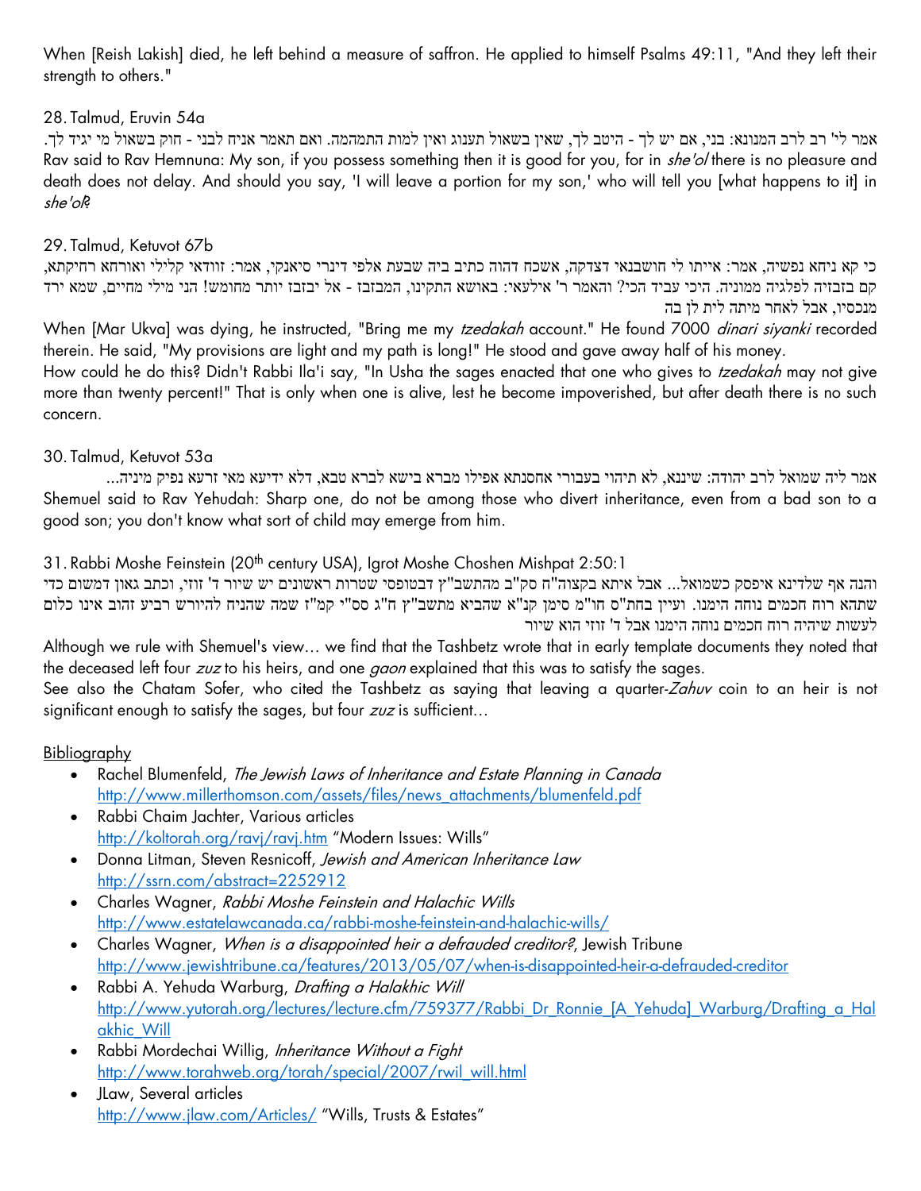When [Reish Lakish] died, he left behind a measure of saffron. He applied to himself Psalms 49:11, "And they left their strength to others."

28. Talmud, Eruvin 54a

אמר לי' רב לרב המנונא: בני, אם יש לך - היטב לך, שאין בשאול תענוג ואין למות התמהמה. ואם תאמר אניח לבני - חוק בשאול מי יגיד לך.

Rav said to Rav Hemnuna: My son, if you possess something then it is good for you, for in *she'ol* there is no pleasure and death does not delay. And should you say, 'I will leave a portion for my son,' who will tell you [what happens to it] in *she'ol*?

29. Talmud, Ketuvot 67b

כי קא ניחא נפשיה, אמר: אייתו לי חושבנאי דצדקה, אשכח דהוה כתיב ביה שבעת אלפי דינרי סיאנקי, אמר: זוודאי קלילי ואורחא רחיקתא, קם בזבזיה לפלגיה ממוניה. היכי עביד הכי? והאמר ר' אילעאי: באושא התקינו, המבזבז - אל יבזבז יותר מחומש! הני מילי מחיים, שמא ירד מנכסיו, אבל לאחר מיתה לית לן בה

When [Mar Ukva] was dying, he instructed, "Bring me my *tzedakah* account." He found 7000 *dinari siyanki* recorded therein. He said, "My provisions are light and my path is long!" He stood and gave away half of his money.

How could he do this? Didn't Rabbi Ila'i say, "In Usha the sages enacted that one who gives to *tzedakah* may not give more than twenty percent!" That is only when one is alive, lest he become impoverished, but after death there is no such concern.

30. Talmud, Ketuvot 53a

אמר ליה שמואל לרב יהודה: שיננא, לא תיהוי בעבורי אחסנתא אפילו מברא בישא לברא טבא, דלא ידיעא מאי זרעא נפיק מיניה...

Shemuel said to Rav Yehudah: Sharp one, do not be among those who divert inheritance, even from a bad son to a good son; you don't know what sort of child may emerge from him.

31. Rabbi Moshe Feinstein (20th century USA), Igrot Moshe Choshen Mishpat 2:50:1

והנה אף שלדינא איפסק כשמואל... אבל איתא בקצוה"ח סק"ב מהתשב"ץ דבטופסי שטרות ראשונים יש שיור ד' זוזי, וכתב גאון דמשום כדי שתהא רוח חכמים נוחה הימנו. ועיין בחת"ס חו"מ סימן קנ"א שהביא מתשב"ץ ח"ג סס"י קמ"ז שמה שהניח להיורש רביע זהוב אינו כלום לעשות שיהיה רוח חכמים נוחה הימנו אבל ד' זוזי הוא שיור

Although we rule with Shemuel's view… we find that the Tashbetz wrote that in early template documents they noted that the deceased left four *zuz* to his heirs, and one *gaon* explained that this was to satisfy the sages.

See also the Chatam Sofer, who cited the Tashbetz as saying that leaving a quarter-*Zahuv* coin to an heir is not significant enough to satisfy the sages, but four *zuz* is sufficient…

Bibliography

- Rachel Blumenfeld, *The Jewish Laws of Inheritance and Estate Planning in Canada*
  http://www.millerthomson.com/assets/files/news_attachments/blumenfeld.pdf
- Rabbi Chaim Jachter, Various articles
  http://koltorah.org/ravj/ravj.htm "Modern Issues: Wills"
- Donna Litman, Steven Resnicoff, *Jewish and American Inheritance Law*
  http://ssrn.com/abstract=2252912
- Charles Wagner, *Rabbi Moshe Feinstein and Halachic Wills*
  http://www.estatelawcanada.ca/rabbi-moshe-feinstein-and-halachic-wills/
- Charles Wagner, *When is a disappointed heir a defrauded creditor?*, Jewish Tribune
  http://www.jewishtribune.ca/features/2013/05/07/when-is-disappointed-heir-a-defrauded-creditor
- Rabbi A. Yehuda Warburg, *Drafting a Halakhic Will*
  http://www.yutorah.org/lectures/lecture.cfm/759377/Rabbi_Dr_Ronnie_[A_Yehuda]_Warburg/Drafting_a_Halakhic_Will
- Rabbi Mordechai Willig, *Inheritance Without a Fight*
  http://www.torahweb.org/torah/special/2007/rwil_will.html
- JLaw, Several articles
  http://www.jlaw.com/Articles/ "Wills, Trusts & Estates"